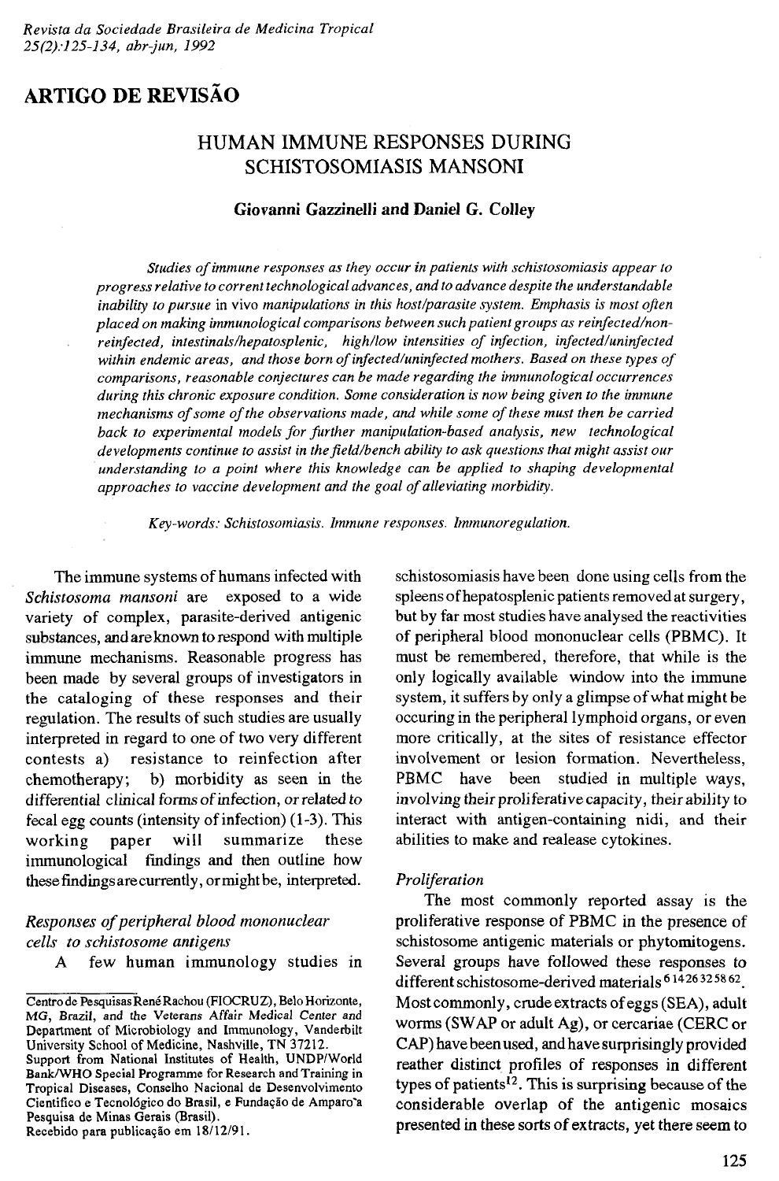## ARTIGO DE REVISÃO

# HUMAN IMMUNE RESPONSES DURING SCHISTOSOMIASIS MANSONI

**Giovanni Gazzinelli and Daniel G. Colley**

*Studies of immune responses as they occur in patients with schistosomiasis appear to progress relative to corrent technological advances, and to advance despite the understandable inability to pursue* in vivo *manipulations in this host/parasite system. Emphasis is most often placed on making immunological comparisons between such patient groups as reinfected/non-reinfected, intestinals/hepatosplenic, high/low intensities of infection, infected/uninfected within endemic areas, and those born of infected/uninfected mothers. Based on these types of comparisons, reasonable conjectures can be made regarding the immunological occurrences during this chronic exposure condition. Some consideration is now being given to the immune mechanisms of some of the observations made, and while some of these must then be carried back to experimental models for further manipulation-based analysis, new technological developments continue to assist in the field/bench ability to ask questions that might assist our understanding to a point where this knowledge can be applied to shaping developmental approaches to vaccine development and the goal of alleviating morbidity.*

*Key-words: Schistosomiasis. Immune responses. Immunoregulation.*

The immune systems of humans infected with *Schistosoma mansoni* are exposed to a wide variety of complex, parasite-derived antigenic substances, and are known to respond with multiple immune mechanisms. Reasonable progress has been made by several groups of investigators in the cataloging of these responses and their regulation. The results of such studies are usually interpreted in regard to one of two very different contests a) resistance to reinfection after chemotherapy; b) morbidity as seen in the differential clinical forms of infection, or related to fecal egg counts (intensity of infection) (1-3). This working paper will summarize these immunological findings and then outline how these findings are currently, or might be, interpreted.

### *Responses of peripheral blood mononuclear cells to schistosome antigens*

A few human immunology studies in schistosomiasis have been done using cells from the spleens of hepatosplenic patients removed at surgery, but by far most studies have analysed the reactivities of peripheral blood mononuclear cells (PBMC). It must be remembered, therefore, that while is the only logically available window into the immune system, it suffers by only a glimpse of what might be occuring in the peripheral lymphoid organs, or even more critically, at the sites of resistance effector involvement or lesion formation. Nevertheless, PBMC have been studied in multiple ways, involving their proliferative capacity, their ability to interact with antigen-containing nidi, and their abilities to make and realease cytokines.

### *Proliferation*

The most commonly reported assay is the proliferative response of PBMC in the presence of schistosome antigenic materials or phytomitogens. Several groups have followed these responses to different schistosome-derived materials [6 14 26 32 58 62]. Most commonly, crude extracts of eggs (SEA), adult worms (SWAP or adult Ag), or cercariae (CERC or CAP) have been used, and have surprisingly provided reather distinct profiles of responses in different types of patients[12]. This is surprising because of the considerable overlap of the antigenic mosaics presented in these sorts of extracts, yet there seem to

Centro de Pesquisas René Rachou (FIOCRUZ), Belo Horizonte, MG, Brazil, and the Veterans Affair Medical Center and Department of Microbiology and Immunology, Vanderbilt University School of Medicine, Nashville, TN 37212.
Support from National Institutes of Health, UNDP/World Bank/WHO Special Programme for Research and Training in Tropical Diseases, Conselho Nacional de Desenvolvimento Científico e Tecnológico do Brasil, e Fundação de Amparo a Pesquisa de Minas Gerais (Brasil).
Recebido para publicação em 18/12/91.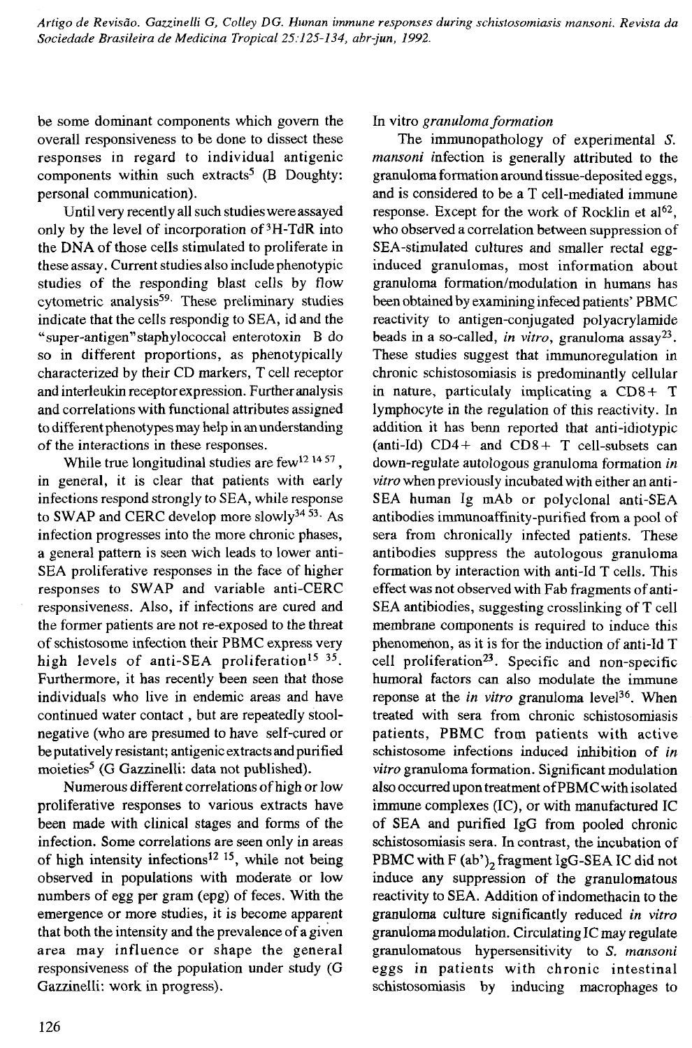be some dominant components which govern the overall responsiveness to be done to dissect these responses in regard to individual antigenic components within such extracts[5] (B Doughty: personal communication).

Until very recently all such studies were assayed only by the level of incorporation of $^{3}$H-TdR into the DNA of those cells stimulated to proliferate in these assay. Current studies also include phenotypic studies of the responding blast cells by flow cytometric analysis[59]. These preliminary studies indicate that the cells respondig to SEA, id and the "super-antigen" staphylococcal enterotoxin B do so in different proportions, as phenotypically characterized by their CD markers, T cell receptor and interleukin receptor expression. Further analysis and correlations with functional attributes assigned to different phenotypes may help in an understanding of the interactions in these responses.

While true longitudinal studies are few[12 14 57], in general, it is clear that patients with early infections respond strongly to SEA, while response to SWAP and CERC develop more slowly[34 53]. As infection progresses into the more chronic phases, a general pattern is seen wich leads to lower anti-SEA proliferative responses in the face of higher responses to SWAP and variable anti-CERC responsiveness. Also, if infections are cured and the former patients are not re-exposed to the threat of schistosome infection their PBMC express very high levels of anti-SEA proliferation[15 35]. Furthermore, it has recently been seen that those individuals who live in endemic areas and have continued water contact , but are repeatedly stool-negative (who are presumed to have self-cured or be putatively resistant; antigenic extracts and purified moieties[5] (G Gazzinelli: data not published).

Numerous different correlations of high or low proliferative responses to various extracts have been made with clinical stages and forms of the infection. Some correlations are seen only in areas of high intensity infections[12 15], while not being observed in populations with moderate or low numbers of egg per gram (epg) of feces. With the emergence or more studies, it is become apparent that both the intensity and the prevalence of a given area may influence or shape the general responsiveness of the population under study (G Gazzinelli: work in progress).

In vitro *granuloma formation*

The immunopathology of experimental *S. mansoni* infection is generally attributed to the granuloma formation around tissue-deposited eggs, and is considered to be a T cell-mediated immune response. Except for the work of Rocklin et al[62], who observed a correlation between suppression of SEA-stimulated cultures and smaller rectal egg-induced granulomas, most information about granuloma formation/modulation in humans has been obtained by examining infeced patients' PBMC reactivity to antigen-conjugated polyacrylamide beads in a so-called, *in vitro*, granuloma assay[23]. These studies suggest that immunoregulation in chronic schistosomiasis is predominantly cellular in nature, particulaly implicating a CD8+ T lymphocyte in the regulation of this reactivity. In addition it has benn reported that anti-idiotypic (anti-Id) CD4+ and CD8+ T cell-subsets can down-regulate autologous granuloma formation *in vitro* when previously incubated with either an anti-SEA human Ig mAb or polyclonal anti-SEA antibodies immunoaffinity-purified from a pool of sera from chronically infected patients. These antibodies suppress the autologous granuloma formation by interaction with anti-Id T cells. This effect was not observed with Fab fragments of anti-SEA antibiodies, suggesting crosslinking of T cell membrane components is required to induce this phenomenon, as it is for the induction of anti-Id T cell proliferation[23]. Specific and non-specific humoral factors can also modulate the immune reponse at the *in vitro* granuloma level[36]. When treated with sera from chronic schistosomiasis patients, PBMC from patients with active schistosome infections induced inhibition of *in vitro* granuloma formation. Significant modulation also occurred upon treatment of PBMC with isolated immune complexes (IC), or with manufactured IC of SEA and purified IgG from pooled chronic schistosomiasis sera. In contrast, the incubation of PBMC with F $(ab')_2$ fragment IgG-SEA IC did not induce any suppression of the granulomatous reactivity to SEA. Addition of indomethacin to the granuloma culture significantly reduced *in vitro* granuloma modulation. Circulating IC may regulate granulomatous hypersensitivity to *S. mansoni* eggs in patients with chronic intestinal schistosomiasis by inducing macrophages to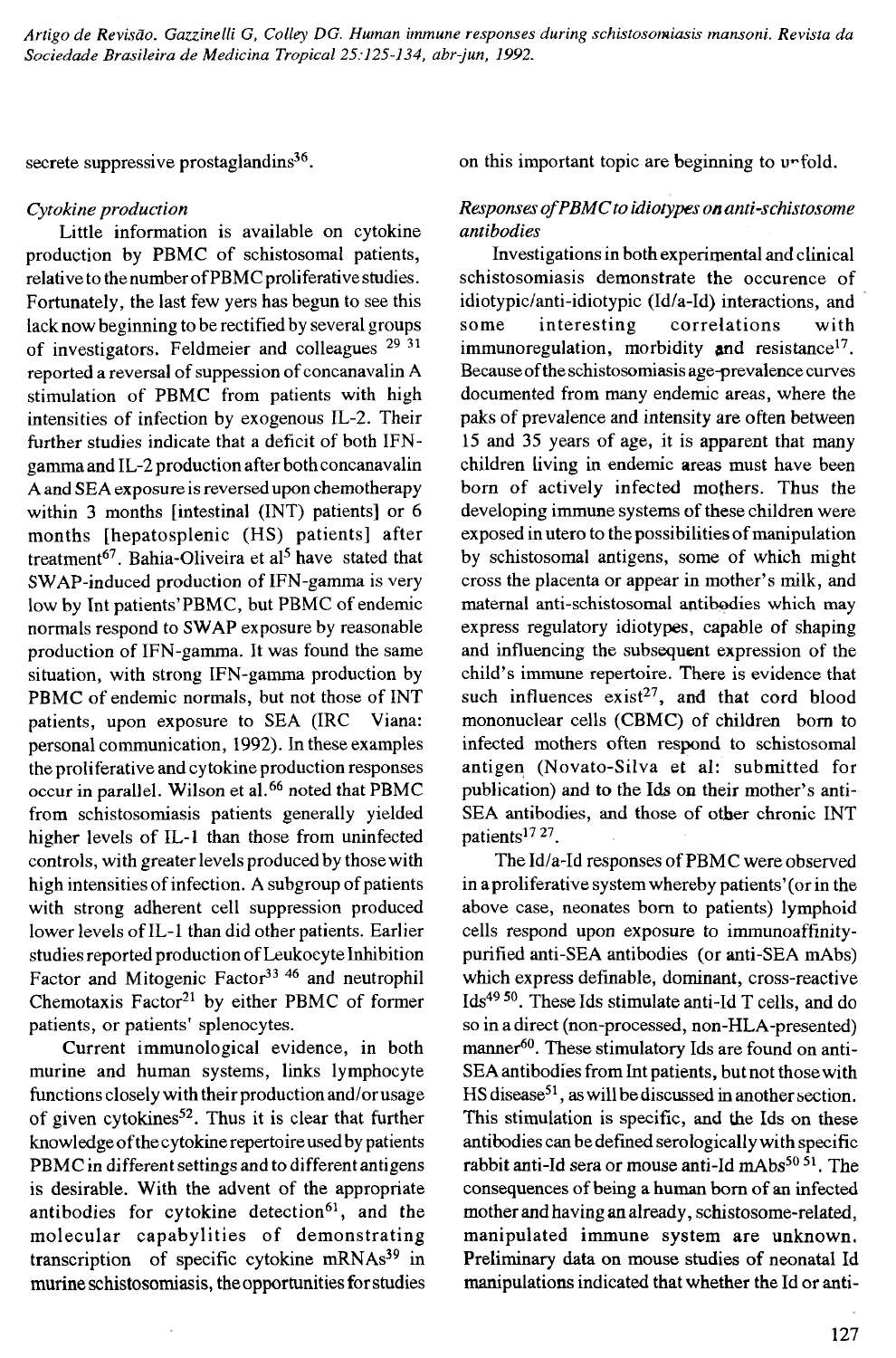secrete suppressive prostaglandins[36].

*Cytokine production*

Little information is available on cytokine production by PBMC of schistosomal patients, relative to the number of PBMC proliferative studies. Fortunately, the last few yers has begun to see this lack now beginning to be rectified by several groups of investigators. Feldmeier and colleagues [29 31] reported a reversal of suppession of concanavalin A stimulation of PBMC from patients with high intensities of infection by exogenous IL-2. Their further studies indicate that a deficit of both IFN-gamma and IL-2 production after both concanavalin A and SEA exposure is reversed upon chemotherapy within 3 months [intestinal (INT) patients] or 6 months [hepatosplenic (HS) patients] after treatment[67]. Bahia-Oliveira et al[5] have stated that SWAP-induced production of IFN-gamma is very low by Int patients'PBMC, but PBMC of endemic normals respond to SWAP exposure by reasonable production of IFN-gamma. It was found the same situation, with strong IFN-gamma production by PBMC of endemic normals, but not those of INT patients, upon exposure to SEA (IRC Viana: personal communication, 1992). In these examples the proliferative and cytokine production responses occur in parallel. Wilson et al.[66] noted that PBMC from schistosomiasis patients generally yielded higher levels of IL-1 than those from uninfected controls, with greater levels produced by those with high intensities of infection. A subgroup of patients with strong adherent cell suppression produced lower levels of IL-1 than did other patients. Earlier studies reported production of Leukocyte Inhibition Factor and Mitogenic Factor[33 46] and neutrophil Chemotaxis Factor[21] by either PBMC of former patients, or patients' splenocytes.

Current immunological evidence, in both murine and human systems, links lymphocyte functions closely with their production and/or usage of given cytokines[52]. Thus it is clear that further knowledge of the cytokine repertoire used by patients PBMC in different settings and to different antigens is desirable. With the advent of the appropriate antibodies for cytokine detection[61], and the molecular capabylities of demonstrating transcription of specific cytokine mRNAs[39] in murine schistosomiasis, the opportunities for studies on this important topic are beginning to unfold.

*Responses of PBMC to idiotypes on anti-schistosome antibodies*

Investigations in both experimental and clinical schistosomiasis demonstrate the occurence of idiotypic/anti-idiotypic (Id/a-Id) interactions, and some interesting correlations with immunoregulation, morbidity and resistance[17]. Because of the schistosomiasis age-prevalence curves documented from many endemic areas, where the paks of prevalence and intensity are often between 15 and 35 years of age, it is apparent that many children living in endemic areas must have been born of actively infected mothers. Thus the developing immune systems of these children were exposed in utero to the possibilities of manipulation by schistosomal antigens, some of which might cross the placenta or appear in mother's milk, and maternal anti-schistosomal antibodies which may express regulatory idiotypes, capable of shaping and influencing the subsequent expression of the child's immune repertoire. There is evidence that such influences exist[27], and that cord blood mononuclear cells (CBMC) of children born to infected mothers often respond to schistosomal antigen (Novato-Silva et al: submitted for publication) and to the Ids on their mother's anti-SEA antibodies, and those of other chronic INT patients[17 27].

The Id/a-Id responses of PBMC were observed in a proliferative system whereby patients'(or in the above case, neonates born to patients) lymphoid cells respond upon exposure to immunoaffinity-purified anti-SEA antibodies (or anti-SEA mAbs) which express definable, dominant, cross-reactive Ids[49 50]. These Ids stimulate anti-Id T cells, and do so in a direct (non-processed, non-HLA-presented) manner[60]. These stimulatory Ids are found on anti-SEA antibodies from Int patients, but not those with HS disease[51], as will be discussed in another section. This stimulation is specific, and the Ids on these antibodies can be defined serologically with specific rabbit anti-Id sera or mouse anti-Id mAbs[50 51]. The consequences of being a human born of an infected mother and having an already, schistosome-related, manipulated immune system are unknown. Preliminary data on mouse studies of neonatal Id manipulations indicated that whether the Id or anti-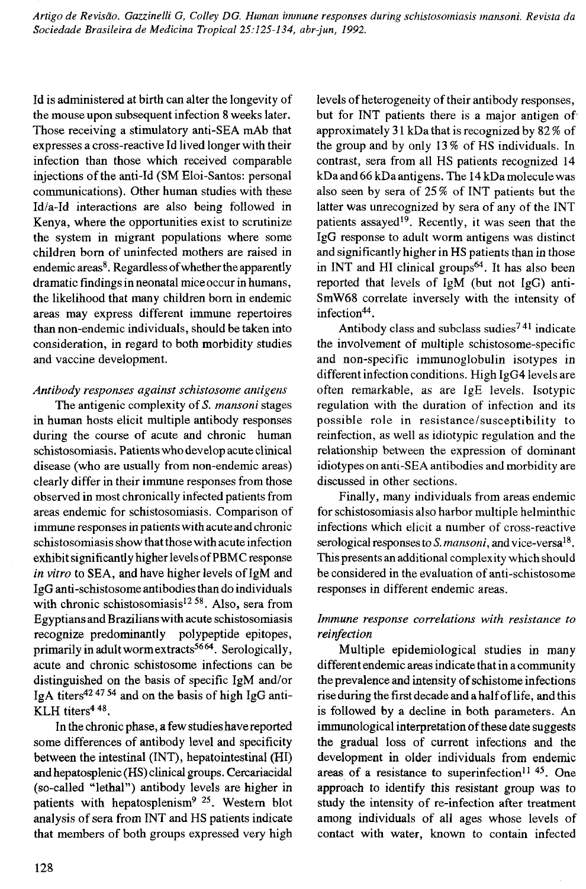Id is administered at birth can alter the longevity of the mouse upon subsequent infection 8 weeks later. Those receiving a stimulatory anti-SEA mAb that expresses a cross-reactive Id lived longer with their infection than those which received comparable injections of the anti-Id (SM Eloi-Santos: personal communications). Other human studies with these Id/a-Id interactions are also being followed in Kenya, where the opportunities exist to scrutinize the system in migrant populations where some children born of uninfected mothers are raised in endemic areas[8]. Regardless of whether the apparently dramatic findings in neonatal mice occur in humans, the likelihood that many children born in endemic areas may express different immune repertoires than non-endemic individuals, should be taken into consideration, in regard to both morbidity studies and vaccine development.

*Antibody responses against schistosome antigens*

The antigenic complexity of *S. mansoni* stages in human hosts elicit multiple antibody responses during the course of acute and chronic human schistosomiasis. Patients who develop acute clinical disease (who are usually from non-endemic areas) clearly differ in their immune responses from those observed in most chronically infected patients from areas endemic for schistosomiasis. Comparison of immune responses in patients with acute and chronic schistosomiasis show that those with acute infection exhibit significantly higher levels of PBMC response *in vitro* to SEA, and have higher levels of IgM and IgG anti-schistosome antibodies than do individuals with chronic schistosomiasis[12 58]. Also, sera from Egyptians and Brazilians with acute schistosomiasis recognize predominantly polypeptide epitopes, primarily in adult worm extracts[56 64]. Serologically, acute and chronic schistosome infections can be distinguished on the basis of specific IgM and/or IgA titers[42 47 54] and on the basis of high IgG anti-KLH titers[4 48].

In the chronic phase, a few studies have reported some differences of antibody level and specificity between the intestinal (INT), hepatointestinal (HI) and hepatosplenic (HS) clinical groups. Cercariacidal (so-called "lethal") antibody levels are higher in patients with hepatosplenism[9 25]. Western blot analysis of sera from INT and HS patients indicate that members of both groups expressed very high levels of heterogeneity of their antibody responses, but for INT patients there is a major antigen of approximately 31 kDa that is recognized by 82% of the group and by only 13% of HS individuals. In contrast, sera from all HS patients recognized 14 kDa and 66 kDa antigens. The 14 kDa molecule was also seen by sera of 25% of INT patients but the latter was unrecognized by sera of any of the INT patients assayed[19]. Recently, it was seen that the IgG response to adult worm antigens was distinct and significantly higher in HS patients than in those in INT and HI clinical groups[64]. It has also been reported that levels of IgM (but not IgG) anti-SmW68 correlate inversely with the intensity of infection[44].

Antibody class and subclass sudies[7 41] indicate the involvement of multiple schistosome-specific and non-specific immunoglobulin isotypes in different infection conditions. High IgG4 levels are often remarkable, as are IgE levels. Isotypic regulation with the duration of infection and its possible role in resistance/susceptibility to reinfection, as well as idiotypic regulation and the relationship between the expression of dominant idiotypes on anti-SEA antibodies and morbidity are discussed in other sections.

Finally, many individuals from areas endemic for schistosomiasis also harbor multiple helminthic infections which elicit a number of cross-reactive serological responses to *S. mansoni*, and vice-versa[18]. This presents an additional complexity which should be considered in the evaluation of anti-schistosome responses in different endemic areas.

*Immune response correlations with resistance to reinfection*

Multiple epidemiological studies in many different endemic areas indicate that in a community the prevalence and intensity of schistome infections rise during the first decade and a half of life, and this is followed by a decline in both parameters. An immunological interpretation of these date suggests the gradual loss of current infections and the development in older individuals from endemic areas of a resistance to superinfection[11 45]. One approach to identify this resistant group was to study the intensity of re-infection after treatment among individuals of all ages whose levels of contact with water, known to contain infected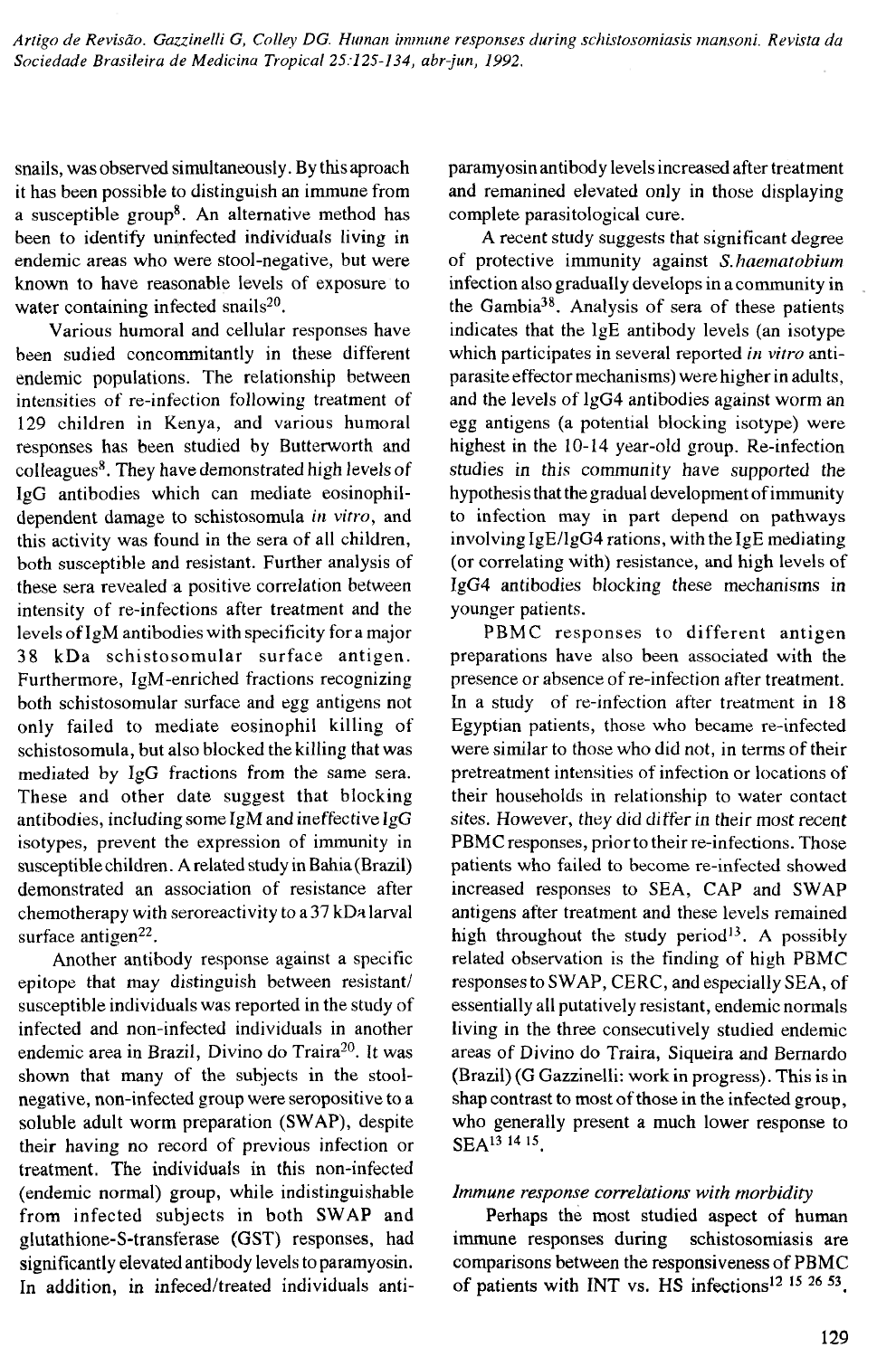snails, was observed simultaneously. By this aproach it has been possible to distinguish an immune from a susceptible group[8]. An alternative method has been to identify uninfected individuals living in endemic areas who were stool-negative, but were known to have reasonable levels of exposure to water containing infected snails[20].

Various humoral and cellular responses have been sudied concommitantly in these different endemic populations. The relationship between intensities of re-infection following treatment of 129 children in Kenya, and various humoral responses has been studied by Butterworth and colleagues[8]. They have demonstrated high levels of IgG antibodies which can mediate eosinophil-dependent damage to schistosomula *in vitro*, and this activity was found in the sera of all children, both susceptible and resistant. Further analysis of these sera revealed a positive correlation between intensity of re-infections after treatment and the levels of IgM antibodies with specificity for a major 38 kDa schistosomular surface antigen. Furthermore, IgM-enriched fractions recognizing both schistosomular surface and egg antigens not only failed to mediate eosinophil killing of schistosomula, but also blocked the killing that was mediated by IgG fractions from the same sera. These and other date suggest that blocking antibodies, including some IgM and ineffective IgG isotypes, prevent the expression of immunity in susceptible children. A related study in Bahia (Brazil) demonstrated an association of resistance after chemotherapy with seroreactivity to a 37 kDa larval surface antigen[22].

Another antibody response against a specific epitope that may distinguish between resistant/susceptible individuals was reported in the study of infected and non-infected individuals in another endemic area in Brazil, Divino do Traira[20]. It was shown that many of the subjects in the stool-negative, non-infected group were seropositive to a soluble adult worm preparation (SWAP), despite their having no record of previous infection or treatment. The individuals in this non-infected (endemic normal) group, while indistinguishable from infected subjects in both SWAP and glutathione-S-transferase (GST) responses, had significantly elevated antibody levels to paramyosin. In addition, in infeced/treated individuals anti-paramyosin antibody levels increased after treatment and remanined elevated only in those displaying complete parasitological cure.

A recent study suggests that significant degree of protective immunity against *S.haematobium* infection also gradually develops in a community in the Gambia[38]. Analysis of sera of these patients indicates that the IgE antibody levels (an isotype which participates in several reported *in vitro* anti-parasite effector mechanisms) were higher in adults, and the levels of IgG4 antibodies against worm an egg antigens (a potential blocking isotype) were highest in the 10-14 year-old group. Re-infection studies in this community have supported the hypothesis that the gradual development of immunity to infection may in part depend on pathways involving IgE/IgG4 rations, with the IgE mediating (or correlating with) resistance, and high levels of IgG4 antibodies blocking these mechanisms in younger patients.

PBMC responses to different antigen preparations have also been associated with the presence or absence of re-infection after treatment. In a study of re-infection after treatment in 18 Egyptian patients, those who became re-infected were similar to those who did not, in terms of their pretreatment intensities of infection or locations of their households in relationship to water contact sites. However, they did differ in their most recent PBMC responses, prior to their re-infections. Those patients who failed to become re-infected showed increased responses to SEA, CAP and SWAP antigens after treatment and these levels remained high throughout the study period[13]. A possibly related observation is the finding of high PBMC responses to SWAP, CERC, and especially SEA, of essentially all putatively resistant, endemic normals living in the three consecutively studied endemic areas of Divino do Traira, Siqueira and Bernardo (Brazil) (G Gazzinelli: work in progress). This is in shap contrast to most of those in the infected group, who generally present a much lower response to SEA[13 14 15].

### *Immune response correlations with morbidity*

Perhaps the most studied aspect of human immune responses during schistosomiasis are comparisons between the responsiveness of PBMC of patients with INT vs. HS infections[12 15 26 53].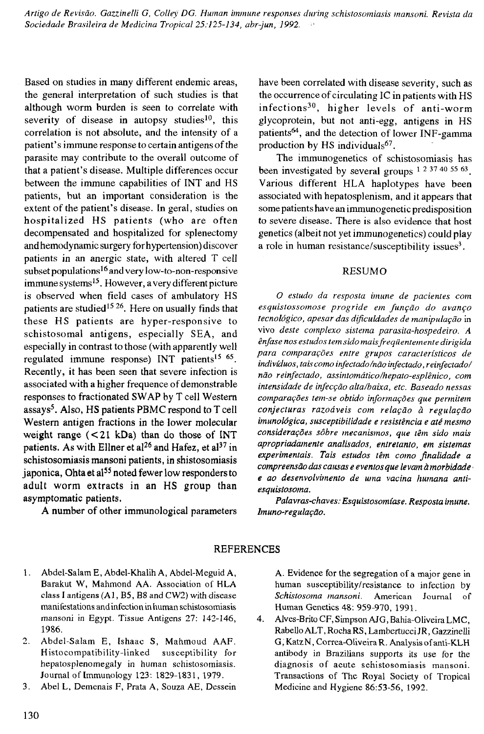Based on studies in many different endemic areas, the general interpretation of such studies is that although worm burden is seen to correlate with severity of disease in autopsy studies[10], this correlation is not absolute, and the intensity of a patient's immune response to certain antigens of the parasite may contribute to the overall outcome of that a patient's disease. Multiple differences occur between the immune capabilities of INT and HS patients, but an important consideration is the extent of the patient's disease. In geral, studies on hospitalized HS patients (who are often decompensated and hospitalized for splenectomy and hemodynamic surgery for hypertension) discover patients in an anergic state, with altered T cell subset populations[16] and very low-to-non-responsive immune systems[15]. However, a very different picture is observed when field cases of ambulatory HS patients are studied[15 26]. Here on usually finds that these HS patients are hyper-responsive to schistosomal antigens, especially SEA, and especially in contrast to those (with apparently well regulated immune response) INT patients[15 65]. Recently, it has been seen that severe infection is associated with a higher frequence of demonstrable responses to fractionated SWAP by T cell Western assays[5]. Also, HS patients PBMC respond to T cell Western antigen fractions in the lower molecular weight range (<21 kDa) than do those of INT patients. As with Ellner et al[26] and Hafez, et al[37] in schistosomiasis mansoni patients, in shistosomiasis japonica, Ohta et al[55] noted fewer low responders to adult worm extracts in an HS group than asymptomatic patients.

A number of other immunological parameters have been correlated with disease severity, such as the occurrence of circulating IC in patients with HS infections[30], higher levels of anti-worm glycoprotein, but not anti-egg, antigens in HS patients[64], and the detection of lower INF-gamma production by HS individuals[67].

The immunogenetics of schistosomiasis has been investigated by several groups [1 2 37 40 55 63]. Various different HLA haplotypes have been associated with hepatosplenism, and it appears that some patients have an immunogenetic predisposition to severe disease. There is also evidence that host genetics (albeit not yet immunogenetics) could play a role in human resistance/susceptibility issues[3].

## RESUMO

*O estudo da resposta imune de pacientes com esquistossomose progride em função do avanço tecnológico, apesar das dificuldades de manipulação* in vivo *deste complexo sistema parasita-hospedeiro. A ênfase nos estudos tem sido mais freqüentemente dirigida para comparações entre grupos característicos de indivíduos, tais como infectado/não infectado, reinfectado/não reinfectado, assintomático/hepato-esplênico, com intensidade de infecção alta/baixa, etc. Baseado nessas comparações tem-se obtido informações que permitem conjecturas razoáveis com relação à regulação imunológica, susceptibilidade e resistência e até mesmo considerações sôbre mecanismos, que têm sido mais apropriadamente analisados, entretanto, em sistemas experimentais. Tais estudos têm como finalidade a compreensão das causas e eventos que levam à morbidade e ao desenvolvimento de una vacina humana anti-esquistosoma.*

*Palavras-chaves: Esquistosomíase. Resposta imune. Imuno-regulação.*

## REFERENCES

1. Abdel-Salam E, Abdel-Khalih A, Abdel-Meguid A, Barakut W, Mahmond AA. Association of HLA class I antigens (A1, B5, B8 and CW2) with disease manifestations and infection in human schistosomiasis mansoni in Egypt. Tissue Antigens 27: 142-146, 1986.
2. Abdel-Salam E, Ishaac S, Mahmoud AAF. Histocompatibility-linked susceptibility for hepatosplenomegaly in human schistosomiasis. Journal of Immunology 123: 1829-1831, 1979.
3. Abel L, Demenais F, Prata A, Souza AE, Dessein A. Evidence for the segregation of a major gene in human susceptibility/resistance to infection by *Schistosoma mansoni*. American Journal of Human Genetics 48: 959-970, 1991.
4. Alves-Brito CF, Simpson AJG, Bahia-Oliveira LMC, Rabello ALT, Rocha RS, Lambertucci JR, Gazzinelli G, Katz N, Correa-Oliveira R. Analysis of anti-KLH antibody in Brazilians supports its use for the diagnosis of acute schistosomiasis mansoni. Transactions of The Royal Society of Tropical Medicine and Hygiene 86:53-56, 1992.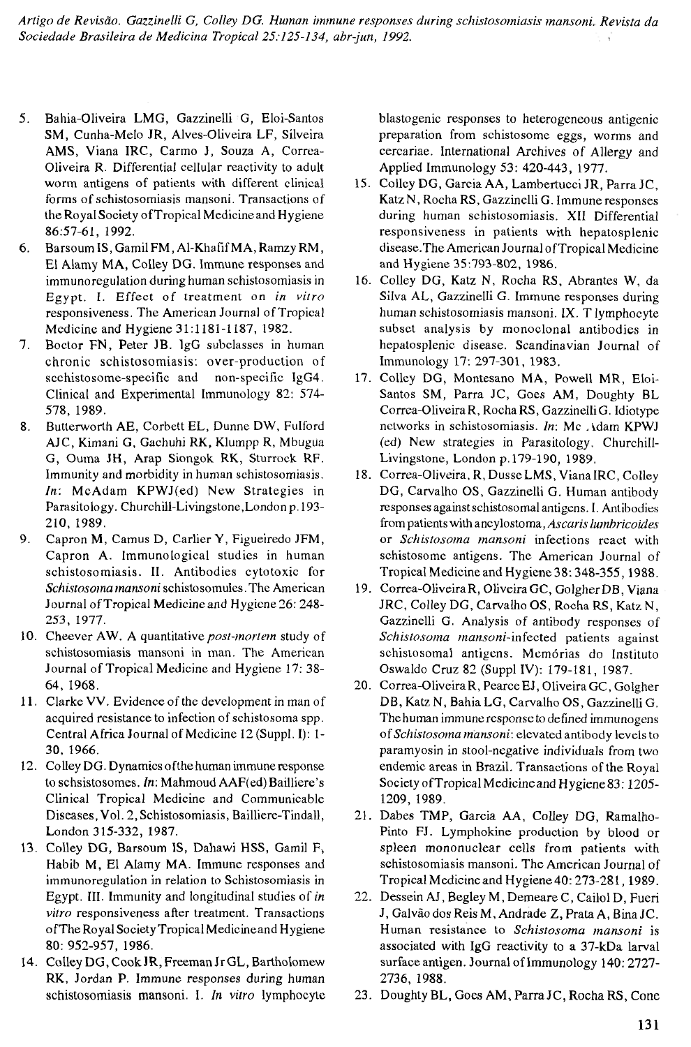5. Bahia-Oliveira LMG, Gazzinelli G, Eloi-Santos SM, Cunha-Melo JR, Alves-Oliveira LF, Silveira AMS, Viana IRC, Carmo J, Souza A, Correa-Oliveira R. Differential cellular reactivity to adult worm antigens of patients with different clinical forms of schistosomiasis mansoni. Transactions of the Royal Society of Tropical Medicine and Hygiene 86:57-61, 1992.
6. Barsoum IS, Gamil FM, Al-Khafif MA, Ramzy RM, El Alamy MA, Colley DG. Immune responses and immunoregulation during human schistosomiasis in Egypt. I. Effect of treatment on *in vitro* responsiveness. The American Journal of Tropical Medicine and Hygiene 31:1181-1187, 1982.
7. Boctor FN, Peter JB. IgG subclasses in human chronic schistosomiasis: over-production of sechistosome-specific and non-specific IgG4. Clinical and Experimental Immunology 82: 574-578, 1989.
8. Butterworth AE, Corbett EL, Dunne DW, Fulford AJC, Kimani G, Gachuhi RK, Klumpp R, Mbugua G, Ouma JH, Arap Siongok RK, Sturrock RF. Immunity and morbidity in human schistosomiasis. *In*: McAdam KPWJ(ed) New Strategies in Parasitology. Churchill-Livingstone,London p.193-210, 1989.
9. Capron M, Camus D, Carlier Y, Figueiredo JFM, Capron A. Immunological studies in human schistosomiasis. II. Antibodies cytotoxic for *Schistosoma mansoni* schistosomules. The American Journal of Tropical Medicine and Hygiene 26: 248-253, 1977.
10. Cheever AW. A quantitative *post-mortem* study of schistosomiasis mansoni in man. The American Journal of Tropical Medicine and Hygiene 17: 38-64, 1968.
11. Clarke VV. Evidence of the development in man of acquired resistance to infection of schistosoma spp. Central Africa Journal of Medicine 12 (Suppl. I): 1-30, 1966.
12. Colley DG. Dynamics of the human immune response to schsistosomes. *In*: Mahmoud AAF(ed) Bailliere's Clinical Tropical Medicine and Communicable Diseases, Vol. 2, Schistosomiasis, Bailliere-Tindall, London 315-332, 1987.
13. Colley DG, Barsoum IS, Dahawi HSS, Gamil F, Habib M, El Alamy MA. Immune responses and immunoregulation in relation to Schistosomiasis in Egypt. III. Immunity and longitudinal studies of *in vitro* responsiveness after treatment. Transactions of The Royal Society Tropical Medicine and Hygiene 80: 952-957, 1986.
14. Colley DG, Cook JR, Freeman Jr GL, Bartholomew RK, Jordan P. Immune responses during human schistosomiasis mansoni. I. *In vitro* lymphocyte blastogenic responses to heterogeneous antigenic preparation from schistosome eggs, worms and cercariae. International Archives of Allergy and Applied Immunology 53: 420-443, 1977.
15. Colley DG, Garcia AA, Lambertucci JR, Parra JC, Katz N, Rocha RS, Gazzinelli G. Immune responses during human schistosomiasis. XII Differential responsiveness in patients with hepatosplenic disease. The American Journal of Tropical Medicine and Hygiene 35:793-802, 1986.
16. Colley DG, Katz N, Rocha RS, Abrantes W, da Silva AL, Gazzinelli G. Immune responses during human schistosomiasis mansoni. IX. T lymphocyte subset analysis by monoclonal antibodies in hepatosplenic disease. Scandinavian Journal of Immunology 17: 297-301, 1983.
17. Colley DG, Montesano MA, Powell MR, Eloi-Santos SM, Parra JC, Goes AM, Doughty BL Correa-Oliveira R, Rocha RS, Gazzinelli G. Idiotype networks in schistosomiasis. *In*: Mc Adam KPWJ (ed) New strategies in Parasitology. Churchill-Livingstone, London p.179-190, 1989.
18. Correa-Oliveira, R, Dusse LMS, Viana IRC, Colley DG, Carvalho OS, Gazzinelli G. Human antibody responses against schistosomal antigens. I. Antibodies from patients with ancylostoma, *Ascaris lumbricoides* or *Schistosoma mansoni* infections react with schistosome antigens. The American Journal of Tropical Medicine and Hygiene 38: 348-355, 1988.
19. Correa-Oliveira R, Oliveira GC, Golgher DB, Viana JRC, Colley DG, Carvalho OS, Rocha RS, Katz N, Gazzinelli G. Analysis of antibody responses of *Schistosoma mansoni*-infected patients against schistosomal antigens. Memórias do Instituto Oswaldo Cruz 82 (Suppl IV): 179-181, 1987.
20. Correa-Oliveira R, Pearce EJ, Oliveira GC, Golgher DB, Katz N, Bahia LG, Carvalho OS, Gazzinelli G. The human immune response to defined immunogens of *Schistosoma mansoni*: elevated antibody levels to paramyosin in stool-negative individuals from two endemic areas in Brazil. Transactions of the Royal Society of Tropical Medicine and Hygiene 83: 1205-1209, 1989.
21. Dabes TMP, Garcia AA, Colley DG, Ramalho-Pinto FJ. Lymphokine production by blood or spleen mononuclear cells from patients with schistosomiasis mansoni. The American Journal of Tropical Medicine and Hygiene 40: 273-281, 1989.
22. Dessein AJ, Begley M, Demeare C, Cailol D, Fueri J, Galvão dos Reis M, Andrade Z, Prata A, Bina JC. Human resistance to *Schistosoma mansoni* is associated with IgG reactivity to a 37-kDa larval surface antigen. Journal of Immunology 140: 2727-2736, 1988.
23. Doughty BL, Goes AM, Parra JC, Rocha RS, Cone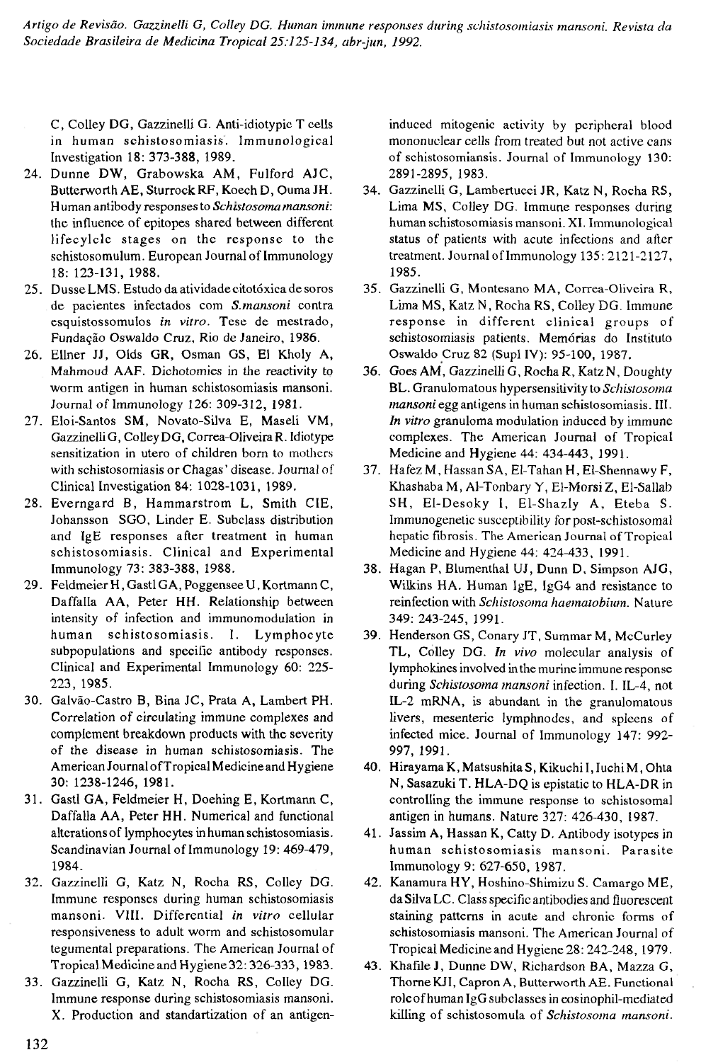C, Colley DG, Gazzinelli G. Anti-idiotypic T cells in human schistosomiasis. Immunological Investigation 18: 373-388, 1989.

24. Dunne DW, Grabowska AM, Fulford AJC, Butterworth AE, Sturrock RF, Koech D, Ouma JH. Human antibody responses to *Schistosoma mansoni*: the influence of epitopes shared between different lifecylcle stages on the response to the schistosomulum. European Journal of Immunology 18: 123-131, 1988.
25. Dusse LMS. Estudo da atividade citotóxica de soros de pacientes infectados com *S.mansoni* contra esquistossomulos *in vitro*. Tese de mestrado, Fundação Oswaldo Cruz, Rio de Janeiro, 1986.
26. Ellner JJ, Olds GR, Osman GS, El Kholy A, Mahmoud AAF. Dichotomies in the reactivity to worm antigen in human schistosomiasis mansoni. Journal of Immunology 126: 309-312, 1981.
27. Eloi-Santos SM, Novato-Silva E, Maseli VM, Gazzinelli G, Colley DG, Correa-Oliveira R. Idiotype sensitization in utero of children born to mothers with schistosomiasis or Chagas' disease. Journal of Clinical Investigation 84: 1028-1031, 1989.
28. Everngard B, Hammarstrom L, Smith CIE, Johansson SGO, Linder E. Subclass distribution and IgE responses after treatment in human schistosomiasis. Clinical and Experimental Immunology 73: 383-388, 1988.
29. Feldmeier H, Gastl GA, Poggensee U, Kortmann C, Daffalla AA, Peter HH. Relationship between intensity of infection and immunomodulation in human schistosomiasis. I. Lymphocyte subpopulations and specific antibody responses. Clinical and Experimental Immunology 60: 225-223, 1985.
30. Galvão-Castro B, Bina JC, Prata A, Lambert PH. Correlation of circulating immune complexes and complement breakdown products with the severity of the disease in human schistosomiasis. The American Journal of Tropical Medicine and Hygiene 30: 1238-1246, 1981.
31. Gastl GA, Feldmeier H, Doehing E, Kortmann C, Daffalla AA, Peter HH. Numerical and functional alterations of lymphocytes in human schistosomiasis. Scandinavian Journal of Immunology 19: 469-479, 1984.
32. Gazzinelli G, Katz N, Rocha RS, Colley DG. Immune responses during human schistosomiasis mansoni. VIII. Differential *in vitro* cellular responsiveness to adult worm and schistosomular tegumental preparations. The American Journal of Tropical Medicine and Hygiene 32: 326-333, 1983.
33. Gazzinelli G, Katz N, Rocha RS, Colley DG. Immune response during schistosomiasis mansoni. X. Production and standartization of an antigen-induced mitogenic activity by peripheral blood mononuclear cells from treated but not active cans of schistosomiansis. Journal of Immunology 130: 2891-2895, 1983.
34. Gazzinelli G, Lambertucci JR, Katz N, Rocha RS, Lima MS, Colley DG. Immune responses during human schistosomiasis mansoni. XI. Immunological status of patients with acute infections and after treatment. Journal of Immunology 135: 2121-2127, 1985.
35. Gazzinelli G, Montesano MA, Correa-Oliveira R, Lima MS, Katz N, Rocha RS, Colley DG. Immune response in different clinical groups of schistosomiasis patients. Memórias do Instituto Oswaldo Cruz 82 (Supl IV): 95-100, 1987.
36. Goes AM, Gazzinelli G, Rocha R, Katz N, Doughty BL. Granulomatous hypersensitivity to *Schistosoma mansoni* egg antigens in human schistosomiasis. III. *In vitro* granuloma modulation induced by immune complexes. The American Journal of Tropical Medicine and Hygiene 44: 434-443, 1991.
37. Hafez M, Hassan SA, El-Tahan H, El-Shennawy F, Khashaba M, Al-Tonbary Y, El-Morsi Z, El-Sallab SH, El-Desoky I, El-Shazly A, Eteba S. Immunogenetic susceptibility for post-schistosomal hepatic fibrosis. The American Journal of Tropical Medicine and Hygiene 44: 424-433, 1991.
38. Hagan P, Blumenthal UJ, Dunn D, Simpson AJG, Wilkins HA. Human IgE, IgG4 and resistance to reinfection with *Schistosoma haematobium*. Nature 349: 243-245, 1991.
39. Henderson GS, Conary JT, Summar M, McCurley TL, Colley DG. *In vivo* molecular analysis of lymphokines involved in the murine immune response during *Schistosoma mansoni* infection. I. IL-4, not IL-2 mRNA, is abundant in the granulomatous livers, mesenteric lymphnodes, and spleens of infected mice. Journal of Immunology 147: 992-997, 1991.
40. Hirayama K, Matsushita S, Kikuchi I, Iuchi M, Ohta N, Sasazuki T. HLA-DQ is epistatic to HLA-DR in controlling the immune response to schistosomal antigen in humans. Nature 327: 426-430, 1987.
41. Jassim A, Hassan K, Catty D. Antibody isotypes in human schistosomiasis mansoni. Parasite Immunology 9: 627-650, 1987.
42. Kanamura HY, Hoshino-Shimizu S. Camargo ME, da Silva LC. Class specific antibodies and fluorescent staining patterns in acute and chronic forms of schistosomiasis mansoni. The American Journal of Tropical Medicine and Hygiene 28: 242-248, 1979.
43. Khafile J, Dunne DW, Richardson BA, Mazza G, Thorne KJI, Capron A, Butterworth AE. Functional role of human IgG subclasses in eosinophil-mediated killing of schistosomula of *Schistosoma mansoni*.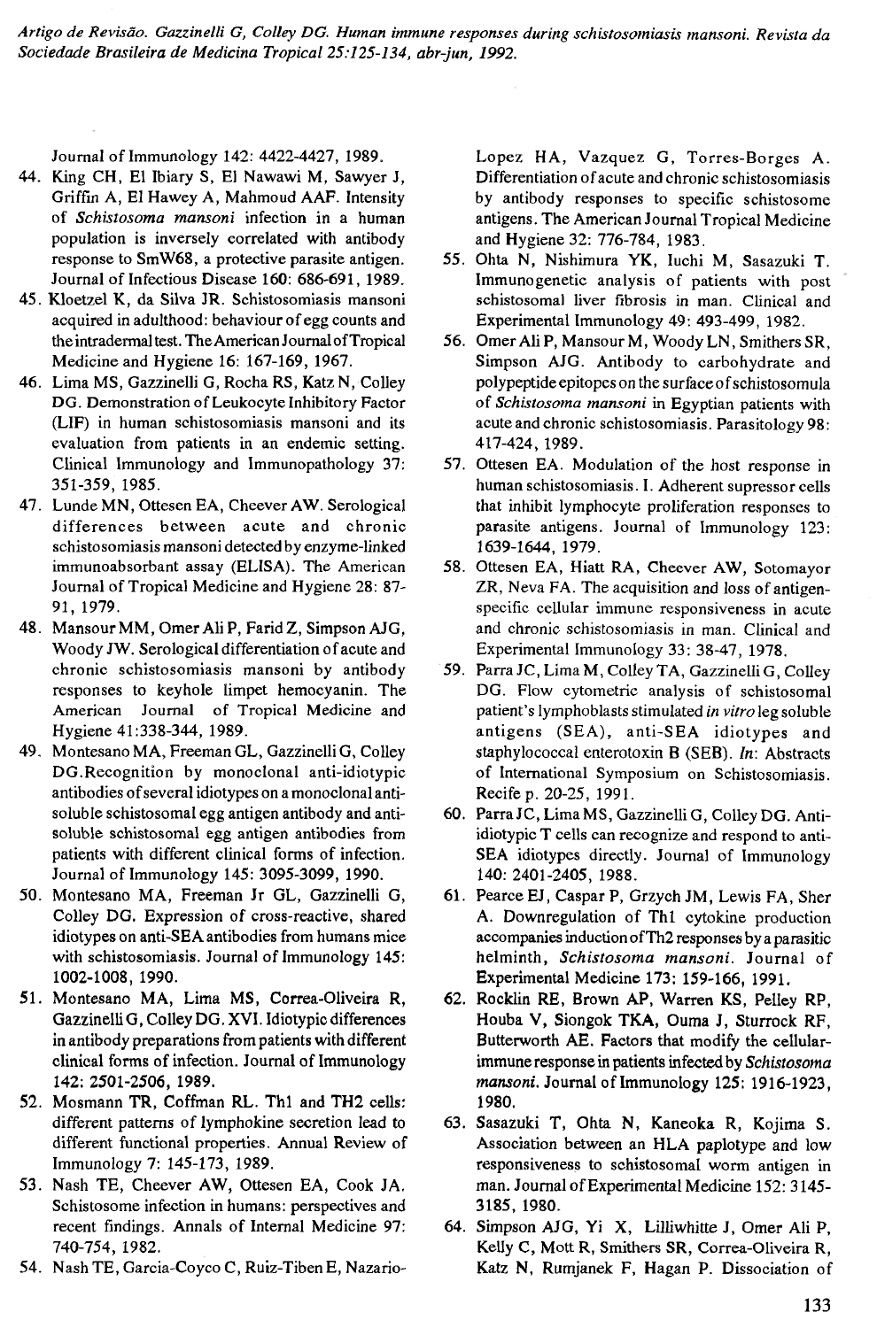Journal of Immunology 142: 4422-4427, 1989.

44. King CH, El Ibiary S, El Nawawi M, Sawyer J, Griffin A, El Hawey A, Mahmoud AAF. Intensity of *Schistosoma mansoni* infection in a human population is inversely correlated with antibody response to SmW68, a protective parasite antigen. Journal of Infectious Disease 160: 686-691, 1989.
45. Kloetzel K, da Silva JR. Schistosomiasis mansoni acquired in adulthood: behaviour of egg counts and the intradermal test. The American Journal of Tropical Medicine and Hygiene 16: 167-169, 1967.
46. Lima MS, Gazzinelli G, Rocha RS, Katz N, Colley DG. Demonstration of Leukocyte Inhibitory Factor (LIF) in human schistosomiasis mansoni and its evaluation from patients in an endemic setting. Clinical Immunology and Immunopathology 37: 351-359, 1985.
47. Lunde MN, Ottesen EA, Cheever AW. Serological differences between acute and chronic schistosomiasis mansoni detected by enzyme-linked immunoabsorbant assay (ELISA). The American Journal of Tropical Medicine and Hygiene 28: 87-91, 1979.
48. Mansour MM, Omer Ali P, Farid Z, Simpson AJG, Woody JW. Serological differentiation of acute and chronic schistosomiasis mansoni by antibody responses to keyhole limpet hemocyanin. The American Journal of Tropical Medicine and Hygiene 41:338-344, 1989.
49. Montesano MA, Freeman GL, Gazzinelli G, Colley DG. Recognition by monoclonal anti-idiotypic antibodies of several idiotypes on a monoclonal anti-soluble schistosomal egg antigen antibody and anti-soluble schistosomal egg antigen antibodies from patients with different clinical forms of infection. Journal of Immunology 145: 3095-3099, 1990.
50. Montesano MA, Freeman Jr GL, Gazzinelli G, Colley DG. Expression of cross-reactive, shared idiotypes on anti-SEA antibodies from humans mice with schistosomiasis. Journal of Immunology 145: 1002-1008, 1990.
51. Montesano MA, Lima MS, Correa-Oliveira R, Gazzinelli G, Colley DG. XVI. Idiotypic differences in antibody preparations from patients with different clinical forms of infection. Journal of Immunology 142: 2501-2506, 1989.
52. Mosmann TR, Coffman RL. Th1 and TH2 cells: different patterns of lymphokine secretion lead to different functional properties. Annual Review of Immunology 7: 145-173, 1989.
53. Nash TE, Cheever AW, Ottesen EA, Cook JA. Schistosome infection in humans: perspectives and recent findings. Annals of Internal Medicine 97: 740-754, 1982.
54. Nash TE, Garcia-Coyco C, Ruiz-Tiben E, Nazario-Lopez HA, Vazquez G, Torres-Borges A. Differentiation of acute and chronic schistosomiasis by antibody responses to specific schistosome antigens. The American Journal Tropical Medicine and Hygiene 32: 776-784, 1983.
55. Ohta N, Nishimura YK, Iuchi M, Sasazuki T. Immunogenetic analysis of patients with post schistosomal liver fibrosis in man. Clinical and Experimental Immunology 49: 493-499, 1982.
56. Omer Ali P, Mansour M, Woody LN, Smithers SR, Simpson AJG. Antibody to carbohydrate and polypeptide epitopes on the surface of schistosomula of *Schistosoma mansoni* in Egyptian patients with acute and chronic schistosomiasis. Parasitology 98: 417-424, 1989.
57. Ottesen EA. Modulation of the host response in human schistosomiasis. I. Adherent supressor cells that inhibit lymphocyte proliferation responses to parasite antigens. Journal of Immunology 123: 1639-1644, 1979.
58. Ottesen EA, Hiatt RA, Cheever AW, Sotomayor ZR, Neva FA. The acquisition and loss of antigen-specific cellular immune responsiveness in acute and chronic schistosomiasis in man. Clinical and Experimental Immunology 33: 38-47, 1978.
59. Parra JC, Lima M, Colley TA, Gazzinelli G, Colley DG. Flow cytometric analysis of schistosomal patient's lymphoblasts stimulated *in vitro* leg soluble antigens (SEA), anti-SEA idiotypes and staphylococcal enterotoxin B (SEB). *In*: Abstracts of International Symposium on Schistosomiasis. Recife p. 20-25, 1991.
60. Parra JC, Lima MS, Gazzinelli G, Colley DG. Anti-idiotypic T cells can recognize and respond to anti-SEA idiotypes directly. Journal of Immunology 140: 2401-2405, 1988.
61. Pearce EJ, Caspar P, Grzych JM, Lewis FA, Sher A. Downregulation of Th1 cytokine production accompanies induction of Th2 responses by a parasitic helminth, *Schistosoma mansoni*. Journal of Experimental Medicine 173: 159-166, 1991.
62. Rocklin RE, Brown AP, Warren KS, Pelley RP, Houba V, Siongok TKA, Ouma J, Sturrock RF, Butterworth AE. Factors that modify the cellular-immune response in patients infected by *Schistosoma mansoni*. Journal of Immunology 125: 1916-1923, 1980.
63. Sasazuki T, Ohta N, Kaneoka R, Kojima S. Association between an HLA paplotype and low responsiveness to schistosomal worm antigen in man. Journal of Experimental Medicine 152: 3145-3185, 1980.
64. Simpson AJG, Yi X, Lilliwhitte J, Omer Ali P, Kelly C, Mott R, Smithers SR, Correa-Oliveira R, Katz N, Rumjanek F, Hagan P. Dissociation of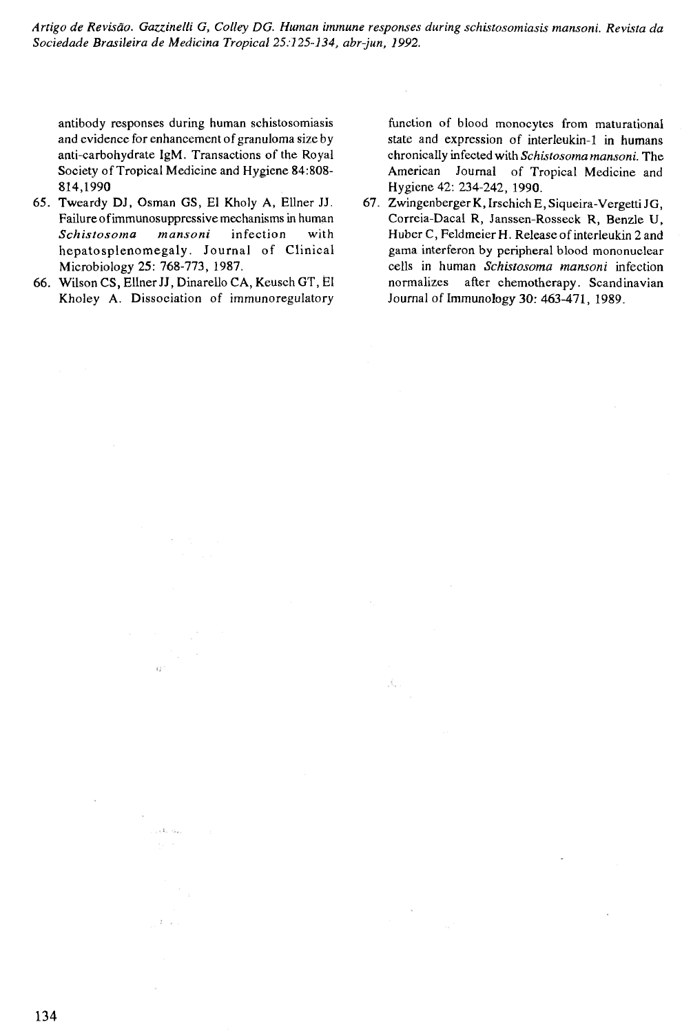antibody responses during human schistosomiasis and evidence for enhancement of granuloma size by anti-carbohydrate IgM. Transactions of the Royal Society of Tropical Medicine and Hygiene 84:808-814,1990

65. Tweardy DJ, Osman GS, El Kholy A, Ellner JJ. Failure of immunosuppressive mechanisms in human *Schistosoma mansoni* infection with hepatosplenomegaly. Journal of Clinical Microbiology 25: 768-773, 1987.
66. Wilson CS, Ellner JJ, Dinarello CA, Keusch GT, El Kholey A. Dissociation of immunoregulatory function of blood monocytes from maturational state and expression of interleukin-1 in humans chronically infected with *Schistosoma mansoni*. The American Journal of Tropical Medicine and Hygiene 42: 234-242, 1990.
67. Zwingenberger K, Irschich E, Siqueira-Vergetti JG, Correia-Dacal R, Janssen-Rosseck R, Benzle U, Huber C, Feldmeier H. Release of interleukin 2 and gama interferon by peripheral blood mononuclear cells in human *Schistosoma mansoni* infection normalizes after chemotherapy. Scandinavian Journal of Immunology 30: 463-471, 1989.